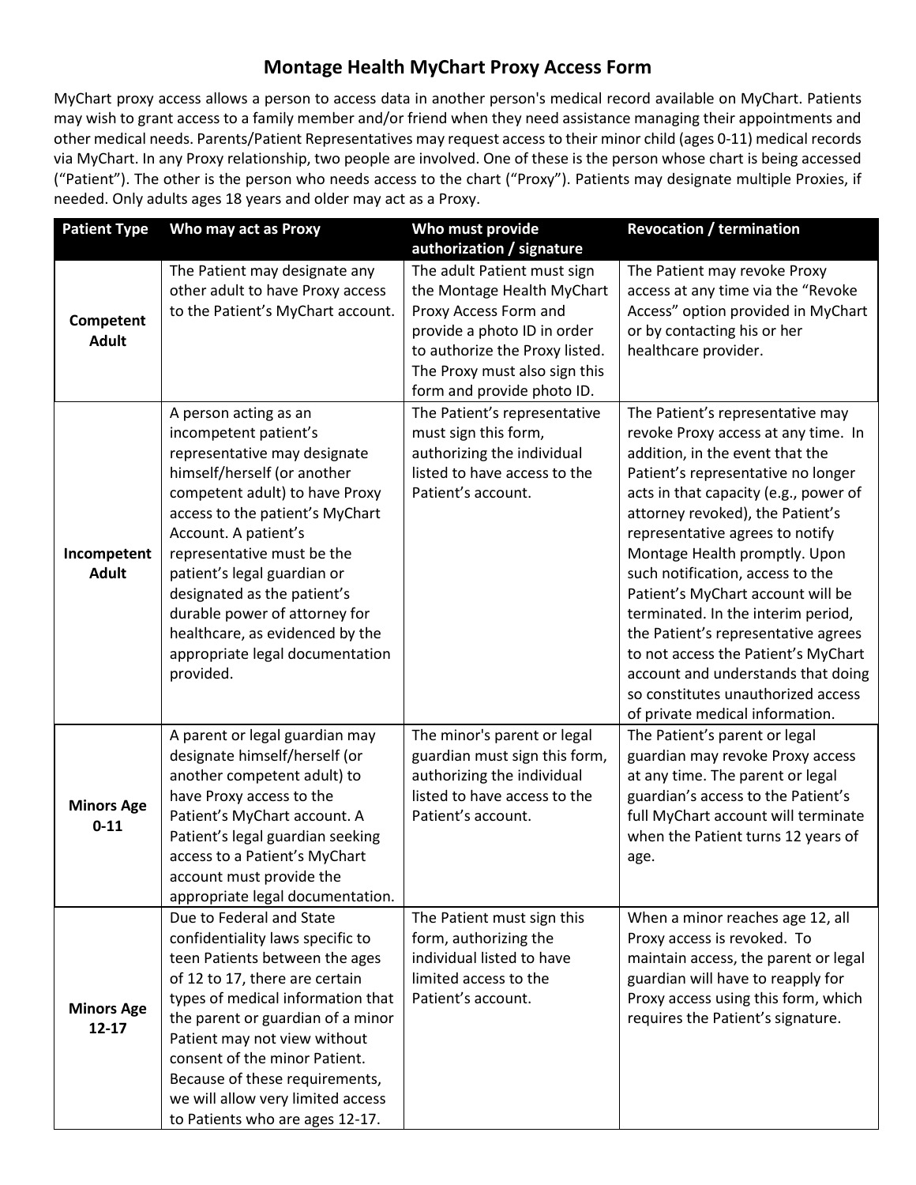# Montage Health MyChart Proxy Access Form

MyChart proxy access allows a person to access data in another person's medical record available on MyChart. Patients may wish to grant access to a family member and/or friend when they need assistance managing their appointments and other medical needs. Parents/Patient Representatives may request access to their minor child (ages 0-11) medical records via MyChart. In any Proxy relationship, two people are involved. One of these is the person whose chart is being accessed ("Patient"). The other is the person who needs access to the chart ("Proxy"). Patients may designate multiple Proxies, if needed. Only adults ages 18 years and older may act as a Proxy.

| Patient Type | Who may act as Proxy | Who must provide authorization / signature | Revocation / termination |
|---|---|---|---|
| **Competent Adult** | The Patient may designate any other adult to have Proxy access to the Patient's MyChart account. | The adult Patient must sign the Montage Health MyChart Proxy Access Form and provide a photo ID in order to authorize the Proxy listed. The Proxy must also sign this form and provide photo ID. | The Patient may revoke Proxy access at any time via the "Revoke Access" option provided in MyChart or by contacting his or her healthcare provider. |
| **Incompetent Adult** | A person acting as an incompetent patient's representative may designate himself/herself (or another competent adult) to have Proxy access to the patient's MyChart Account. A patient's representative must be the patient's legal guardian or designated as the patient's durable power of attorney for healthcare, as evidenced by the appropriate legal documentation provided. | The Patient's representative must sign this form, authorizing the individual listed to have access to the Patient's account. | The Patient's representative may revoke Proxy access at any time. In addition, in the event that the Patient's representative no longer acts in that capacity (e.g., power of attorney revoked), the Patient's representative agrees to notify Montage Health promptly. Upon such notification, access to the Patient's MyChart account will be terminated. In the interim period, the Patient's representative agrees to not access the Patient's MyChart account and understands that doing so constitutes unauthorized access of private medical information. |
| **Minors Age 0-11** | A parent or legal guardian may designate himself/herself (or another competent adult) to have Proxy access to the Patient's MyChart account. A Patient's legal guardian seeking access to a Patient's MyChart account must provide the appropriate legal documentation. | The minor's parent or legal guardian must sign this form, authorizing the individual listed to have access to the Patient's account. | The Patient's parent or legal guardian may revoke Proxy access at any time. The parent or legal guardian's access to the Patient's full MyChart account will terminate when the Patient turns 12 years of age. |
| **Minors Age 12-17** | Due to Federal and State confidentiality laws specific to teen Patients between the ages of 12 to 17, there are certain types of medical information that the parent or guardian of a minor Patient may not view without consent of the minor Patient. Because of these requirements, we will allow very limited access to Patients who are ages 12-17. | The Patient must sign this form, authorizing the individual listed to have limited access to the Patient's account. | When a minor reaches age 12, all Proxy access is revoked. To maintain access, the parent or legal guardian will have to reapply for Proxy access using this form, which requires the Patient's signature. |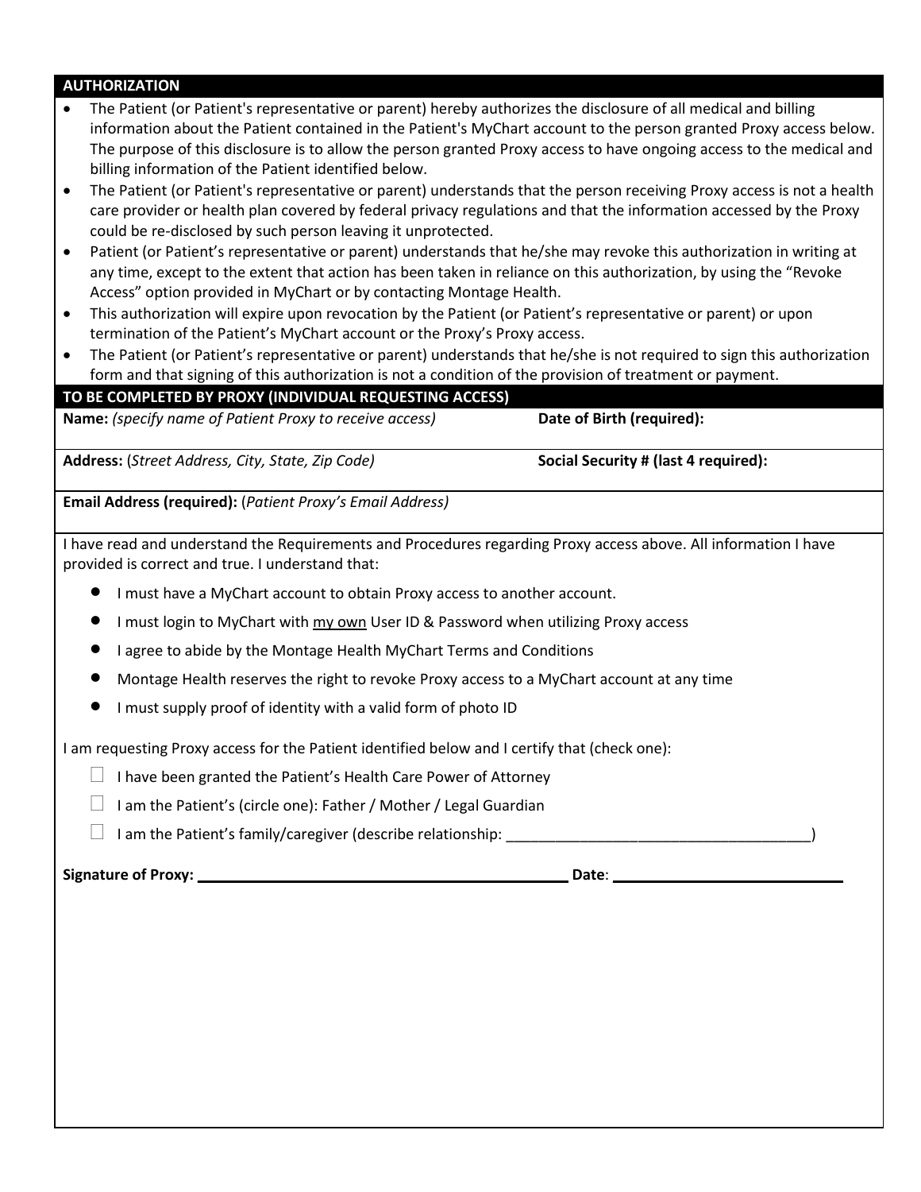## AUTHORIZATION

- The Patient (or Patient's representative or parent) hereby authorizes the disclosure of all medical and billing information about the Patient contained in the Patient's MyChart account to the person granted Proxy access below. The purpose of this disclosure is to allow the person granted Proxy access to have ongoing access to the medical and billing information of the Patient identified below.
- The Patient (or Patient's representative or parent) understands that the person receiving Proxy access is not a health care provider or health plan covered by federal privacy regulations and that the information accessed by the Proxy could be re-disclosed by such person leaving it unprotected.
- Patient (or Patient's representative or parent) understands that he/she may revoke this authorization in writing at any time, except to the extent that action has been taken in reliance on this authorization, by using the "Revoke Access" option provided in MyChart or by contacting Montage Health.
- This authorization will expire upon revocation by the Patient (or Patient's representative or parent) or upon termination of the Patient's MyChart account or the Proxy's Proxy access.
- The Patient (or Patient's representative or parent) understands that he/she is not required to sign this authorization form and that signing of this authorization is not a condition of the provision of treatment or payment.

## TO BE COMPLETED BY PROXY (INDIVIDUAL REQUESTING ACCESS)

| | |
|---|---|
| **Name:** *(specify name of Patient Proxy to receive access)* | **Date of Birth (required):** |
| **Address:** (*Street Address, City, State, Zip Code)* | **Social Security # (last 4 required):** |
| **Email Address (required):** (*Patient Proxy's Email Address)* | |

I have read and understand the Requirements and Procedures regarding Proxy access above. All information I have provided is correct and true. I understand that:

- I must have a MyChart account to obtain Proxy access to another account.
- I must login to MyChart with my own User ID & Password when utilizing Proxy access
- I agree to abide by the Montage Health MyChart Terms and Conditions
- Montage Health reserves the right to revoke Proxy access to a MyChart account at any time
- I must supply proof of identity with a valid form of photo ID

I am requesting Proxy access for the Patient identified below and I certify that (check one):

☐ I have been granted the Patient's Health Care Power of Attorney

☐ I am the Patient's (circle one): Father / Mother / Legal Guardian

☐ I am the Patient's family/caregiver (describe relationship: ______________________________________)

**Signature of Proxy:** ______________________________________________ **Date**: ____________________________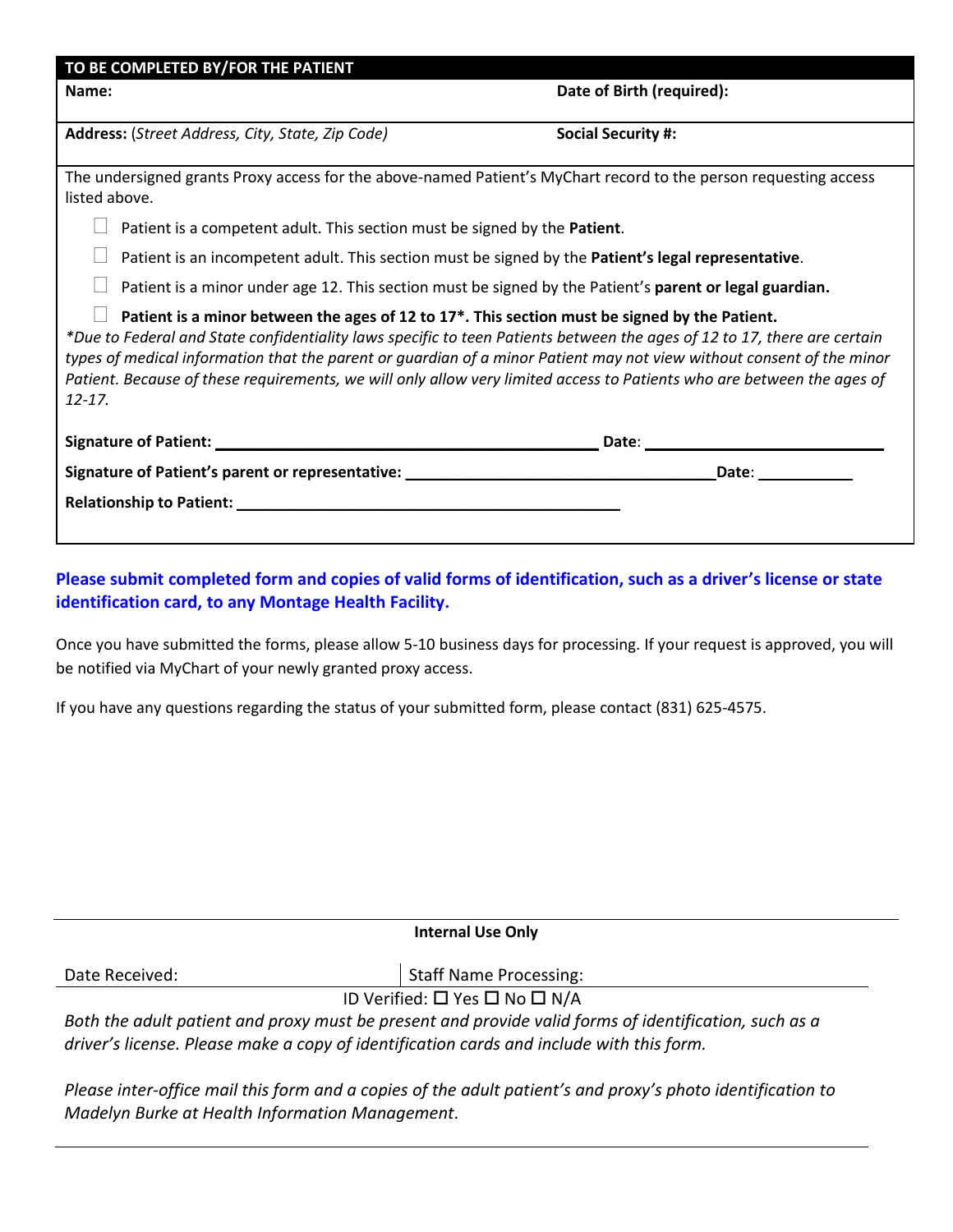## TO BE COMPLETED BY/FOR THE PATIENT

**Name:**

**Date of Birth (required):**

**Address:** (*Street Address, City, State, Zip Code)*

**Social Security #:**

The undersigned grants Proxy access for the above-named Patient's MyChart record to the person requesting access listed above.

☐ Patient is a competent adult. This section must be signed by the **Patient**.

☐ Patient is an incompetent adult. This section must be signed by the **Patient's legal representative**.

☐ Patient is a minor under age 12. This section must be signed by the Patient's **parent or legal guardian.**

☐ **Patient is a minor between the ages of 12 to 17*. This section must be signed by the Patient.**

*\*Due to Federal and State confidentiality laws specific to teen Patients between the ages of 12 to 17, there are certain types of medical information that the parent or guardian of a minor Patient may not view without consent of the minor Patient. Because of these requirements, we will only allow very limited access to Patients who are between the ages of 12-17.*

**Signature of Patient:** ______________________________ **Date**: ____________________

**Signature of Patient's parent or representative:** ______________________________ **Date**: __________

**Relationship to Patient:** ______________________________

**Please submit completed form and copies of valid forms of identification, such as a driver's license or state identification card, to any Montage Health Facility.**

Once you have submitted the forms, please allow 5-10 business days for processing. If your request is approved, you will be notified via MyChart of your newly granted proxy access.

If you have any questions regarding the status of your submitted form, please contact (831) 625-4575.

---

**Internal Use Only**

Date Received: | Staff Name Processing:

ID Verified: ☐ Yes ☐ No ☐ N/A

*Both the adult patient and proxy must be present and provide valid forms of identification, such as a driver's license. Please make a copy of identification cards and include with this form.*

*Please inter-office mail this form and a copies of the adult patient's and proxy's photo identification to Madelyn Burke at Health Information Management.*